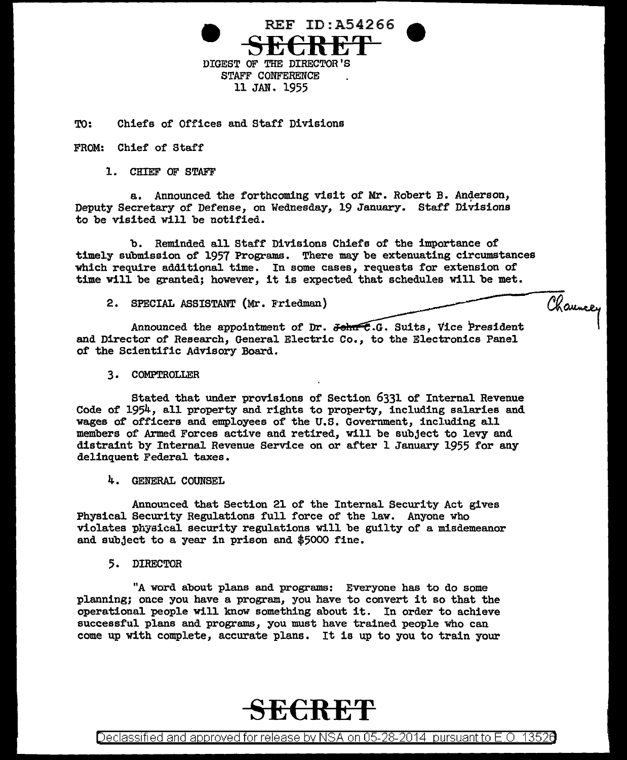REF ID:A54266

SECRET

DIGEST OF THE DIRECTOR'S STAFF CONFERENCE
11 JAN. 1955

TO: Chiefs of Offices and Staff Divisions

FROM: Chief of Staff

1. CHIEF OF STAFF

a. Announced the forthcoming visit of Mr. Robert B. Anderson, Deputy Secretary of Defense, on Wednesday, 19 January. Staff Divisions to be visited will be notified.

b. Reminded all Staff Divisions Chiefs of the importance of timely submission of 1957 Programs. There may be extenuating circumstances which require additional time. In some cases, requests for extension of time will be granted; however, it is expected that schedules will be met.

2. SPECIAL ASSISTANT (Mr. Friedman)

Announced the appointment of Dr. ~~John~~ C.G. Suits, Vice President and Director of Research, General Electric Co., to the Electronics Panel of the Scientific Advisory Board.

Chauncey

3. COMPTROLLER

Stated that under provisions of Section 6331 of Internal Revenue Code of 1954, all property and rights to property, including salaries and wages of officers and employees of the U.S. Government, including all members of Armed Forces active and retired, will be subject to levy and distraint by Internal Revenue Service on or after 1 January 1955 for any delinquent Federal taxes.

4. GENERAL COUNSEL

Announced that Section 21 of the Internal Security Act gives Physical Security Regulations full force of the law. Anyone who violates physical security regulations will be guilty of a misdemeanor and subject to a year in prison and $5000 fine.

5. DIRECTOR

"A word about plans and programs: Everyone has to do some planning; once you have a program, you have to convert it so that the operational people will know something about it. In order to achieve successful plans and programs, you must have trained people who can come up with complete, accurate plans. It is up to you to train your

SECRET

Declassified and approved for release by NSA on 05-28-2014 pursuant to E.O. 13526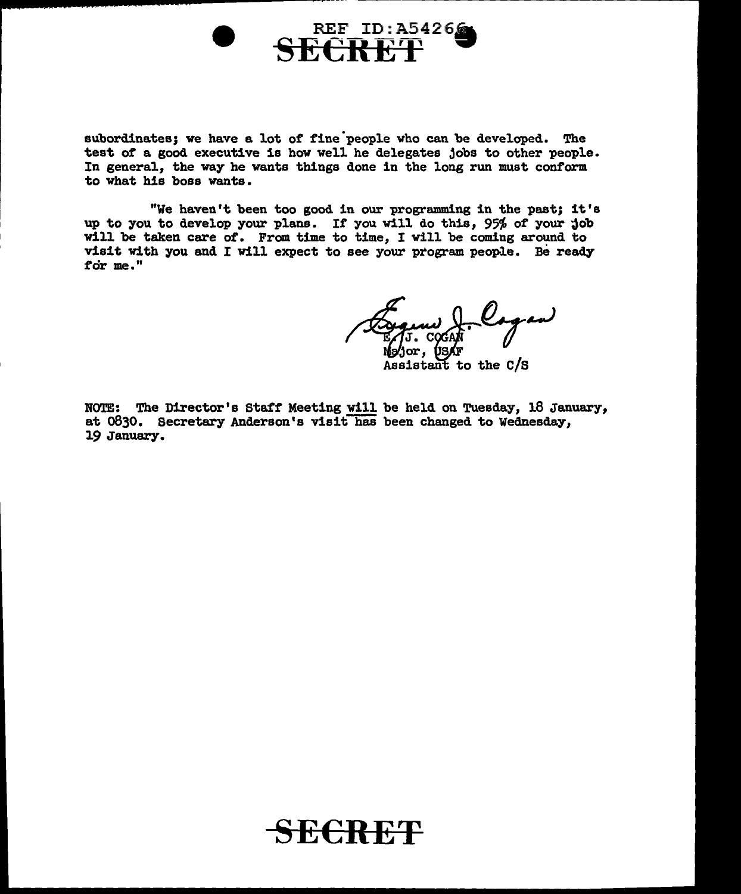subordinates; we have a lot of fine people who can be developed. The test of a good executive is how well he delegates jobs to other people. In general, the way he wants things done in the long run must conform to what his boss wants.

"We haven't been too good in our programming in the past; it's up to you to develop your plans. If you will do this, 95% of your job will be taken care of. From time to time, I will be coming around to visit with you and I will expect to see your program people. Be ready for me."

E. J. COGAN
Major, USAF
Assistant to the C/S

NOTE: The Director's Staff Meeting will be held on Tuesday, 18 January, at 0830. Secretary Anderson's visit has been changed to Wednesday, 19 January.